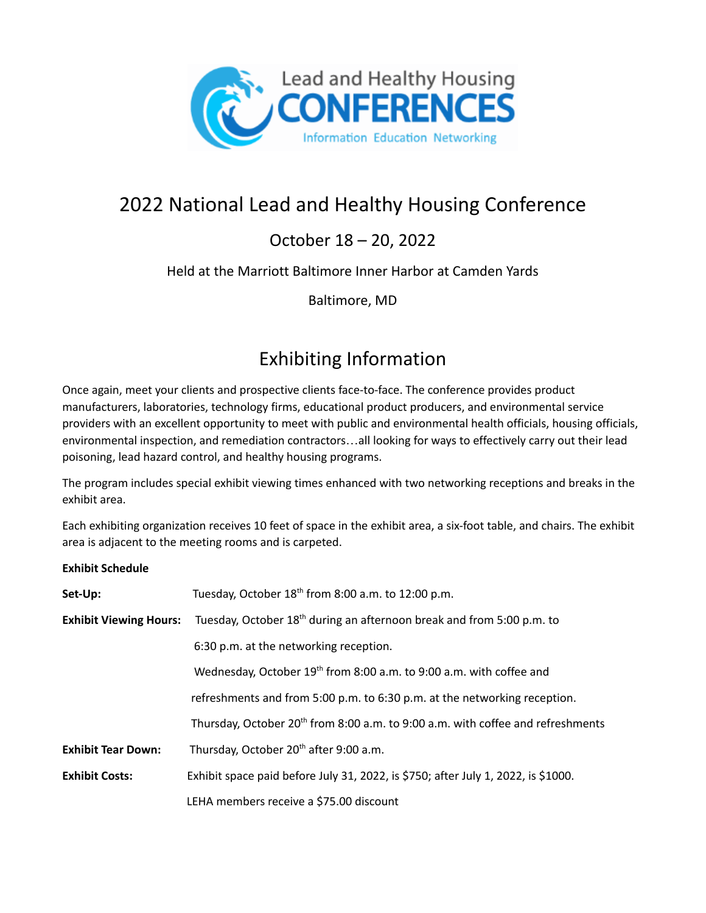Lead and Healthy Housing

CONFERENCES

Information Education Networking

# 2022 National Lead and Healthy Housing Conference

## October 18 – 20, 2022

Held at the Marriott Baltimore Inner Harbor at Camden Yards

Baltimore, MD

# Exhibiting Information

Once again, meet your clients and prospective clients face-to-face. The conference provides product manufacturers, laboratories, technology firms, educational product producers, and environmental service providers with an excellent opportunity to meet with public and environmental health officials, housing officials, environmental inspection, and remediation contractors…all looking for ways to effectively carry out their lead poisoning, lead hazard control, and healthy housing programs.

The program includes special exhibit viewing times enhanced with two networking receptions and breaks in the exhibit area.

Each exhibiting organization receives 10 feet of space in the exhibit area, a six-foot table, and chairs. The exhibit area is adjacent to the meeting rooms and is carpeted.

**Exhibit Schedule**

**Set-Up:** Tuesday, October 18th from 8:00 a.m. to 12:00 p.m.

**Exhibit Viewing Hours:** Tuesday, October 18th during an afternoon break and from 5:00 p.m. to 6:30 p.m. at the networking reception.

Wednesday, October 19th from 8:00 a.m. to 9:00 a.m. with coffee and refreshments and from 5:00 p.m. to 6:30 p.m. at the networking reception.

Thursday, October 20th from 8:00 a.m. to 9:00 a.m. with coffee and refreshments

**Exhibit Tear Down:** Thursday, October 20th after 9:00 a.m.

**Exhibit Costs:** Exhibit space paid before July 31, 2022, is $750; after July 1, 2022, is $1000.

LEHA members receive a $75.00 discount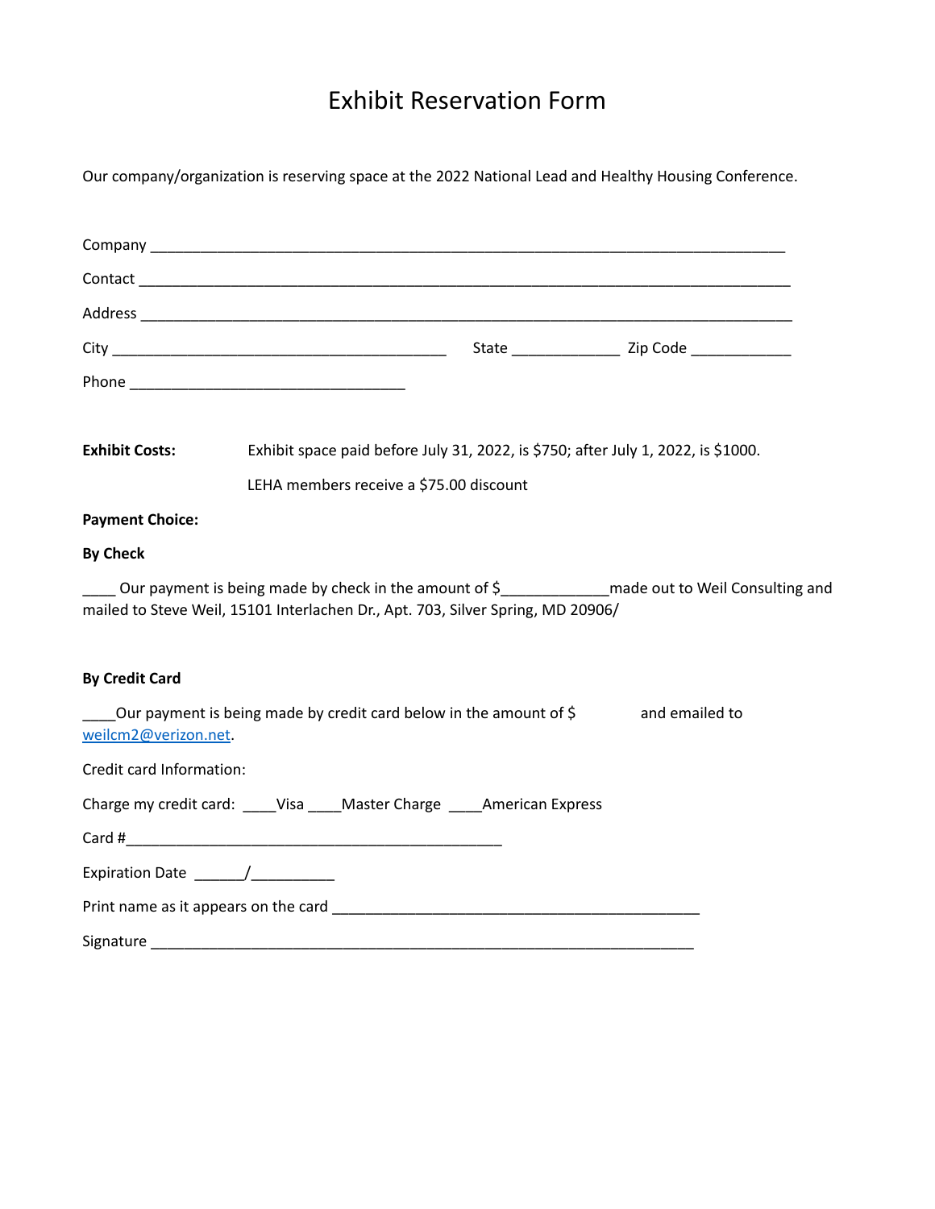# Exhibit Reservation Form

Our company/organization is reserving space at the 2022 National Lead and Healthy Housing Conference.

Company _______________________________________________________________________________

Contact ________________________________________________________________________________

Address ________________________________________________________________________________

City ________________________________________ State _____________ Zip Code ____________

Phone _________________________________

**Exhibit Costs:** Exhibit space paid before July 31, 2022, is $750; after July 1, 2022, is $1000.

LEHA members receive a $75.00 discount

**Payment Choice:**

**By Check**

____ Our payment is being made by check in the amount of $_____________made out to Weil Consulting and mailed to Steve Weil, 15101 Interlachen Dr., Apt. 703, Silver Spring, MD 20906/

**By Credit Card**

____Our payment is being made by credit card below in the amount of $ and emailed to weilcm2@verizon.net.

Credit card Information:

Charge my credit card: ____Visa ____Master Charge ____American Express

Card #_____________________________________________

Expiration Date ______/__________

Print name as it appears on the card ____________________________________________

Signature __________________________________________________________________